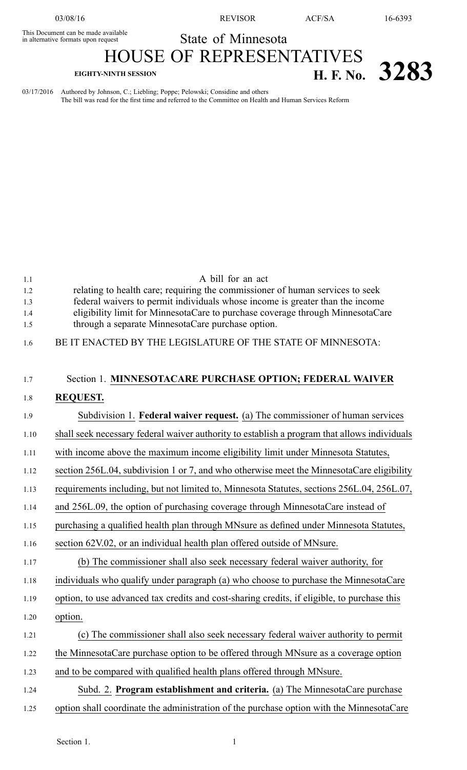03/08/16 REVISOR ACF/SA 16-6393

This Document can be made available in alternative formats upon request

State of Minnesota

# HOUSE OF REPRESENTATIVES

**EIGHTY-NINTH SESSION** **H. F. No. 3283**

03/17/2016 Authored by Johnson, C.; Liebling; Poppe; Pelowski; Considine and others
The bill was read for the first time and referred to the Committee on Health and Human Services Reform

A bill for an act
relating to health care; requiring the commissioner of human services to seek federal waivers to permit individuals whose income is greater than the income eligibility limit for MinnesotaCare to purchase coverage through MinnesotaCare through a separate MinnesotaCare purchase option.

BE IT ENACTED BY THE LEGISLATURE OF THE STATE OF MINNESOTA:

Section 1. **MINNESOTACARE PURCHASE OPTION; FEDERAL WAIVER REQUEST.**

Subdivision 1. **Federal waiver request.** (a) The commissioner of human services shall seek necessary federal waiver authority to establish a program that allows individuals with income above the maximum income eligibility limit under Minnesota Statutes, section 256L.04, subdivision 1 or 7, and who otherwise meet the MinnesotaCare eligibility requirements including, but not limited to, Minnesota Statutes, sections 256L.04, 256L.07, and 256L.09, the option of purchasing coverage through MinnesotaCare instead of purchasing a qualified health plan through MNsure as defined under Minnesota Statutes, section 62V.02, or an individual health plan offered outside of MNsure.

(b) The commissioner shall also seek necessary federal waiver authority, for individuals who qualify under paragraph (a) who choose to purchase the MinnesotaCare option, to use advanced tax credits and cost-sharing credits, if eligible, to purchase this option.

(c) The commissioner shall also seek necessary federal waiver authority to permit the MinnesotaCare purchase option to be offered through MNsure as a coverage option and to be compared with qualified health plans offered through MNsure.

Subd. 2. **Program establishment and criteria.** (a) The MinnesotaCare purchase option shall coordinate the administration of the purchase option with the MinnesotaCare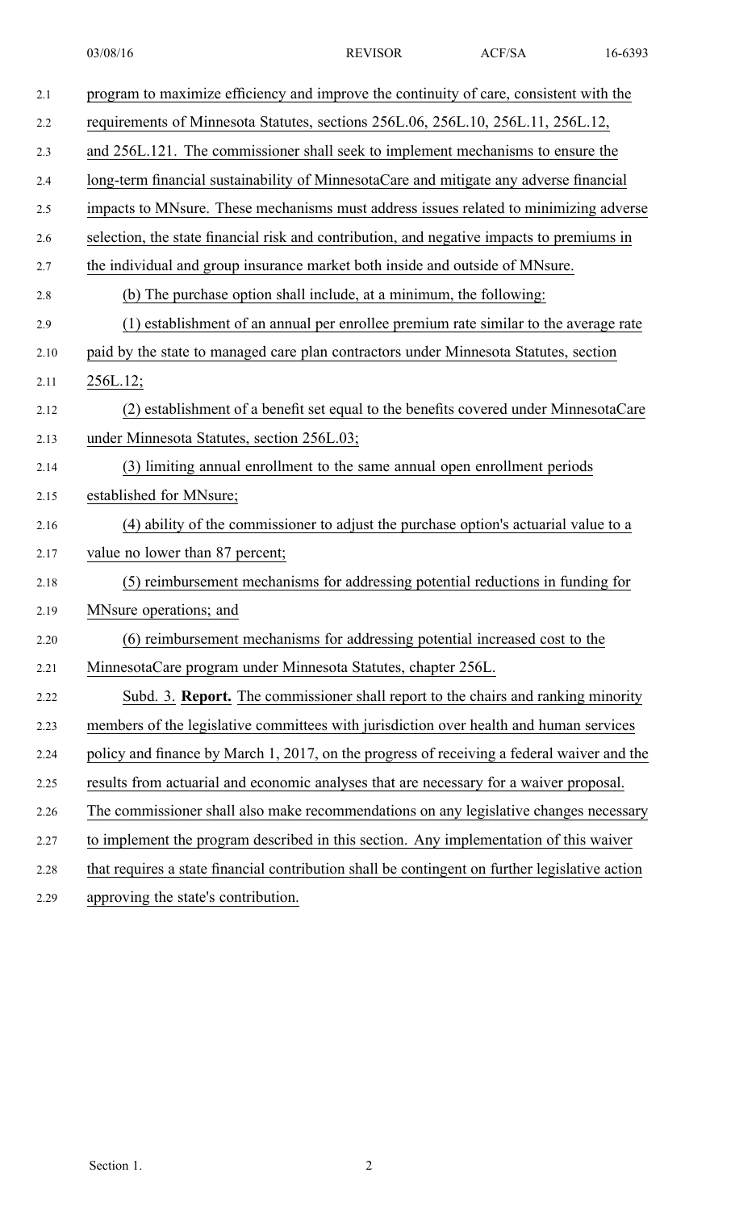program to maximize efficiency and improve the continuity of care, consistent with the requirements of Minnesota Statutes, sections 256L.06, 256L.10, 256L.11, 256L.12, and 256L.121. The commissioner shall seek to implement mechanisms to ensure the long-term financial sustainability of MinnesotaCare and mitigate any adverse financial impacts to MNsure. These mechanisms must address issues related to minimizing adverse selection, the state financial risk and contribution, and negative impacts to premiums in the individual and group insurance market both inside and outside of MNsure.

(b) The purchase option shall include, at a minimum, the following:

(1) establishment of an annual per enrollee premium rate similar to the average rate paid by the state to managed care plan contractors under Minnesota Statutes, section 256L.12;

(2) establishment of a benefit set equal to the benefits covered under MinnesotaCare under Minnesota Statutes, section 256L.03;

(3) limiting annual enrollment to the same annual open enrollment periods established for MNsure;

(4) ability of the commissioner to adjust the purchase option's actuarial value to a value no lower than 87 percent;

(5) reimbursement mechanisms for addressing potential reductions in funding for MNsure operations; and

(6) reimbursement mechanisms for addressing potential increased cost to the MinnesotaCare program under Minnesota Statutes, chapter 256L.

Subd. 3. **Report.** The commissioner shall report to the chairs and ranking minority members of the legislative committees with jurisdiction over health and human services policy and finance by March 1, 2017, on the progress of receiving a federal waiver and the results from actuarial and economic analyses that are necessary for a waiver proposal. The commissioner shall also make recommendations on any legislative changes necessary to implement the program described in this section. Any implementation of this waiver that requires a state financial contribution shall be contingent on further legislative action approving the state's contribution.